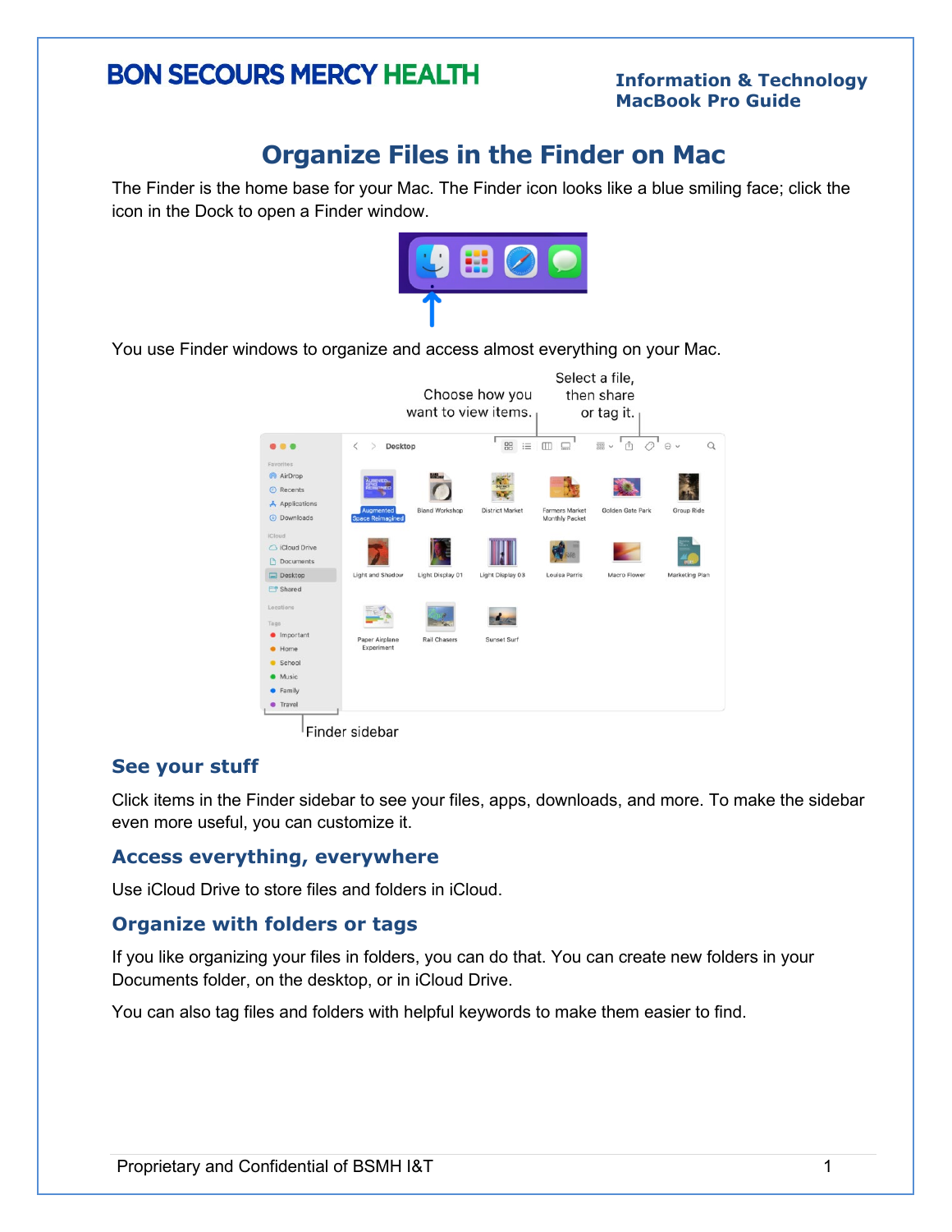# Organize Files in the Finder on Mac

The Finder is the home base for your Mac. The Finder icon looks like a blue smiling face; click the icon in the Dock to open a Finder window.

You use Finder windows to organize and access almost everything on your Mac.

## See your stuff

Click items in the Finder sidebar to see your files, apps, downloads, and more. To make the sidebar even more useful, you can customize it.

## Access everything, everywhere

Use iCloud Drive to store files and folders in iCloud.

## Organize with folders or tags

If you like organizing your files in folders, you can do that. You can create new folders in your Documents folder, on the desktop, or in iCloud Drive.

You can also tag files and folders with helpful keywords to make them easier to find.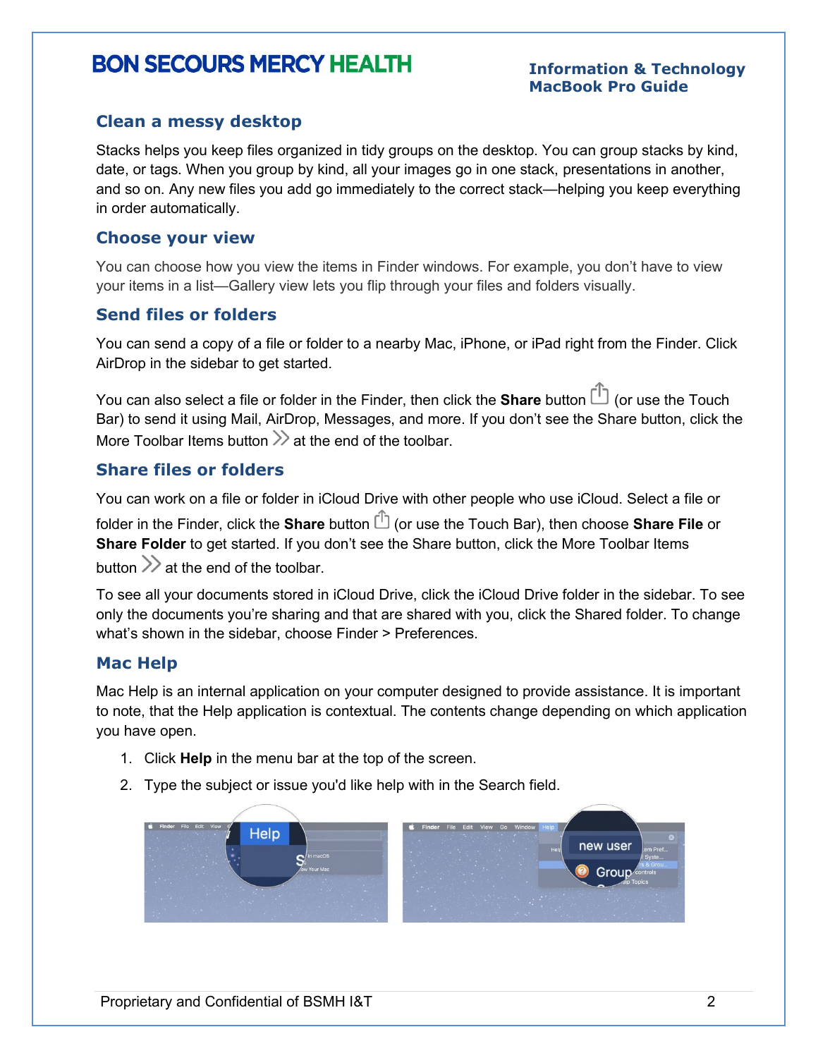## Clean a messy desktop

Stacks helps you keep files organized in tidy groups on the desktop. You can group stacks by kind, date, or tags. When you group by kind, all your images go in one stack, presentations in another, and so on. Any new files you add go immediately to the correct stack—helping you keep everything in order automatically.

## Choose your view

You can choose how you view the items in Finder windows. For example, you don't have to view your items in a list—Gallery view lets you flip through your files and folders visually.

## Send files or folders

You can send a copy of a file or folder to a nearby Mac, iPhone, or iPad right from the Finder. Click AirDrop in the sidebar to get started.

You can also select a file or folder in the Finder, then click the **Share** button (or use the Touch Bar) to send it using Mail, AirDrop, Messages, and more. If you don't see the Share button, click the More Toolbar Items button at the end of the toolbar.

## Share files or folders

You can work on a file or folder in iCloud Drive with other people who use iCloud. Select a file or folder in the Finder, click the **Share** button (or use the Touch Bar), then choose **Share File** or **Share Folder** to get started. If you don't see the Share button, click the More Toolbar Items button at the end of the toolbar.

To see all your documents stored in iCloud Drive, click the iCloud Drive folder in the sidebar. To see only the documents you're sharing and that are shared with you, click the Shared folder. To change what's shown in the sidebar, choose Finder > Preferences.

## Mac Help

Mac Help is an internal application on your computer designed to provide assistance. It is important to note, that the Help application is contextual. The contents change depending on which application you have open.

1. Click **Help** in the menu bar at the top of the screen.
2. Type the subject or issue you'd like help with in the Search field.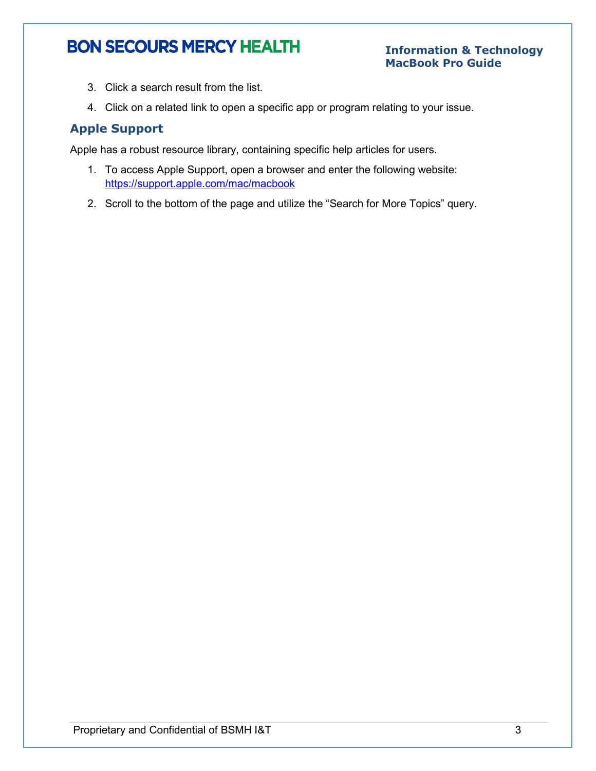3. Click a search result from the list.
4. Click on a related link to open a specific app or program relating to your issue.

## Apple Support

Apple has a robust resource library, containing specific help articles for users.

1. To access Apple Support, open a browser and enter the following website: https://support.apple.com/mac/macbook
2. Scroll to the bottom of the page and utilize the "Search for More Topics" query.